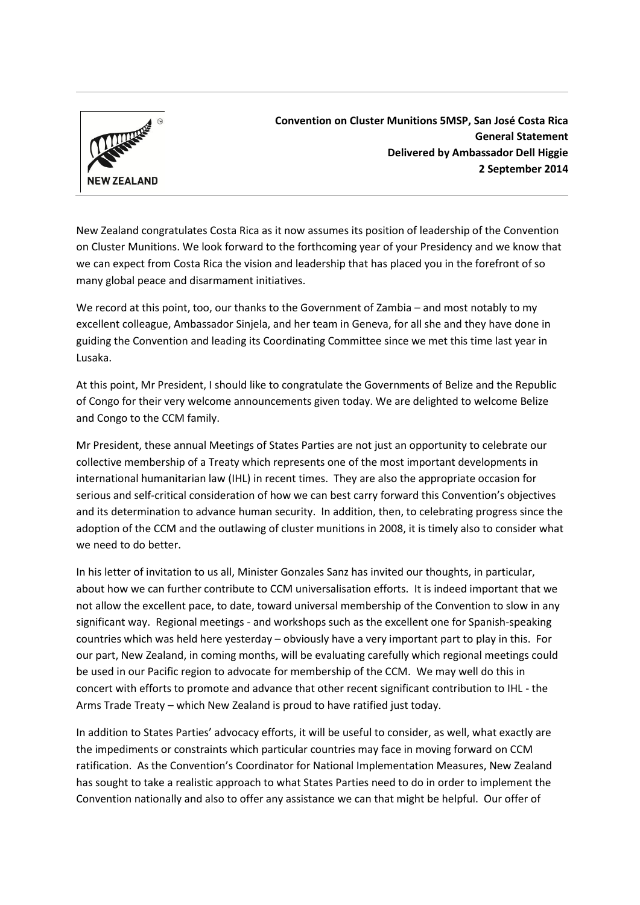**Convention on Cluster Munitions 5MSP, San José Costa Rica**
**General Statement**
**Delivered by Ambassador Dell Higgie**
**2 September 2014**

New Zealand congratulates Costa Rica as it now assumes its position of leadership of the Convention on Cluster Munitions. We look forward to the forthcoming year of your Presidency and we know that we can expect from Costa Rica the vision and leadership that has placed you in the forefront of so many global peace and disarmament initiatives.

We record at this point, too, our thanks to the Government of Zambia – and most notably to my excellent colleague, Ambassador Sinjela, and her team in Geneva, for all she and they have done in guiding the Convention and leading its Coordinating Committee since we met this time last year in Lusaka.

At this point, Mr President, I should like to congratulate the Governments of Belize and the Republic of Congo for their very welcome announcements given today. We are delighted to welcome Belize and Congo to the CCM family.

Mr President, these annual Meetings of States Parties are not just an opportunity to celebrate our collective membership of a Treaty which represents one of the most important developments in international humanitarian law (IHL) in recent times. They are also the appropriate occasion for serious and self-critical consideration of how we can best carry forward this Convention's objectives and its determination to advance human security. In addition, then, to celebrating progress since the adoption of the CCM and the outlawing of cluster munitions in 2008, it is timely also to consider what we need to do better.

In his letter of invitation to us all, Minister Gonzales Sanz has invited our thoughts, in particular, about how we can further contribute to CCM universalisation efforts. It is indeed important that we not allow the excellent pace, to date, toward universal membership of the Convention to slow in any significant way. Regional meetings - and workshops such as the excellent one for Spanish-speaking countries which was held here yesterday – obviously have a very important part to play in this. For our part, New Zealand, in coming months, will be evaluating carefully which regional meetings could be used in our Pacific region to advocate for membership of the CCM. We may well do this in concert with efforts to promote and advance that other recent significant contribution to IHL - the Arms Trade Treaty – which New Zealand is proud to have ratified just today.

In addition to States Parties' advocacy efforts, it will be useful to consider, as well, what exactly are the impediments or constraints which particular countries may face in moving forward on CCM ratification. As the Convention's Coordinator for National Implementation Measures, New Zealand has sought to take a realistic approach to what States Parties need to do in order to implement the Convention nationally and also to offer any assistance we can that might be helpful. Our offer of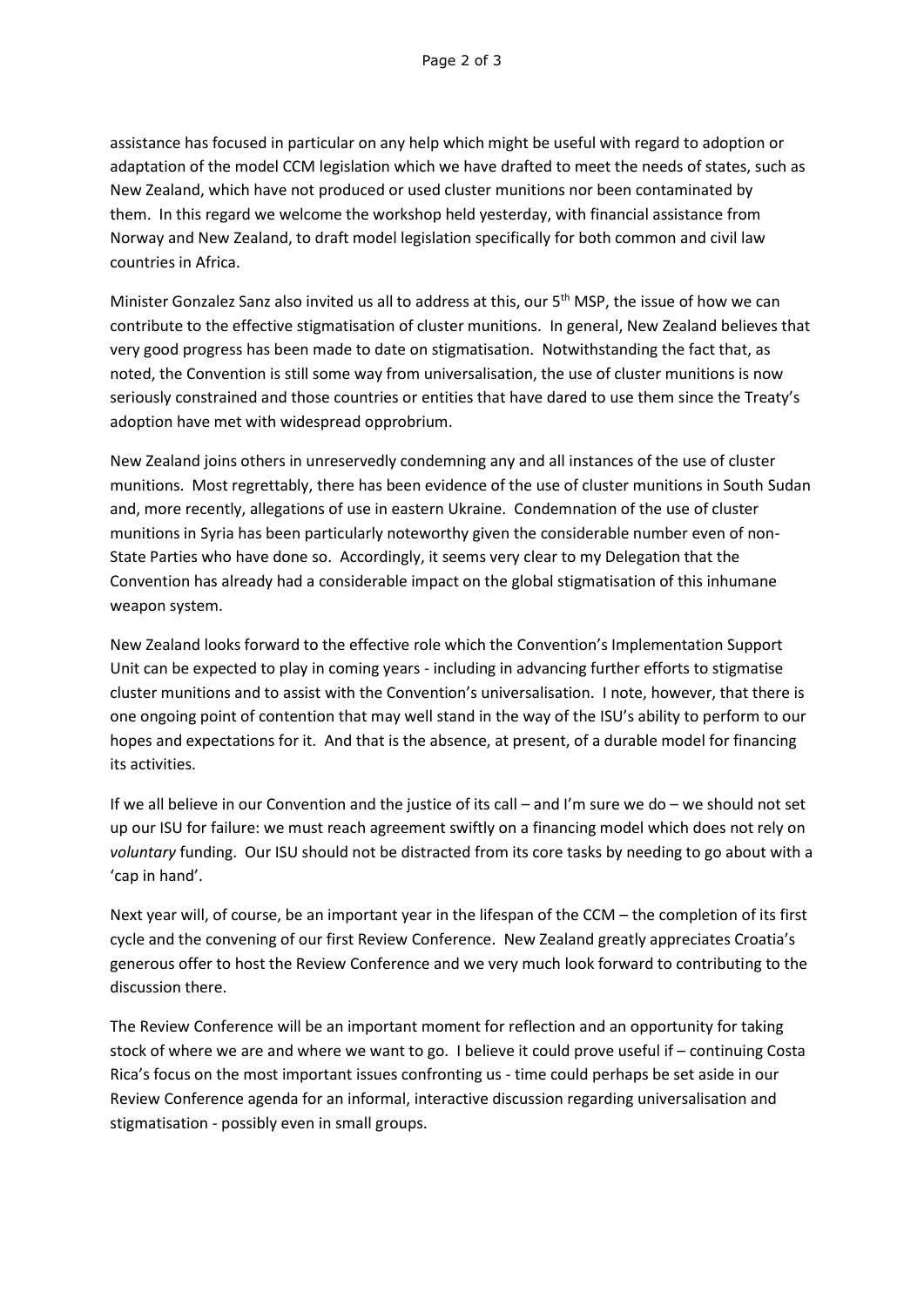assistance has focused in particular on any help which might be useful with regard to adoption or adaptation of the model CCM legislation which we have drafted to meet the needs of states, such as New Zealand, which have not produced or used cluster munitions nor been contaminated by them. In this regard we welcome the workshop held yesterday, with financial assistance from Norway and New Zealand, to draft model legislation specifically for both common and civil law countries in Africa.

Minister Gonzalez Sanz also invited us all to address at this, our 5th MSP, the issue of how we can contribute to the effective stigmatisation of cluster munitions. In general, New Zealand believes that very good progress has been made to date on stigmatisation. Notwithstanding the fact that, as noted, the Convention is still some way from universalisation, the use of cluster munitions is now seriously constrained and those countries or entities that have dared to use them since the Treaty's adoption have met with widespread opprobrium.

New Zealand joins others in unreservedly condemning any and all instances of the use of cluster munitions. Most regrettably, there has been evidence of the use of cluster munitions in South Sudan and, more recently, allegations of use in eastern Ukraine. Condemnation of the use of cluster munitions in Syria has been particularly noteworthy given the considerable number even of non-State Parties who have done so. Accordingly, it seems very clear to my Delegation that the Convention has already had a considerable impact on the global stigmatisation of this inhumane weapon system.

New Zealand looks forward to the effective role which the Convention's Implementation Support Unit can be expected to play in coming years - including in advancing further efforts to stigmatise cluster munitions and to assist with the Convention's universalisation. I note, however, that there is one ongoing point of contention that may well stand in the way of the ISU's ability to perform to our hopes and expectations for it. And that is the absence, at present, of a durable model for financing its activities.

If we all believe in our Convention and the justice of its call – and I'm sure we do – we should not set up our ISU for failure: we must reach agreement swiftly on a financing model which does not rely on *voluntary* funding. Our ISU should not be distracted from its core tasks by needing to go about with a 'cap in hand'.

Next year will, of course, be an important year in the lifespan of the CCM – the completion of its first cycle and the convening of our first Review Conference. New Zealand greatly appreciates Croatia's generous offer to host the Review Conference and we very much look forward to contributing to the discussion there.

The Review Conference will be an important moment for reflection and an opportunity for taking stock of where we are and where we want to go. I believe it could prove useful if – continuing Costa Rica's focus on the most important issues confronting us - time could perhaps be set aside in our Review Conference agenda for an informal, interactive discussion regarding universalisation and stigmatisation - possibly even in small groups.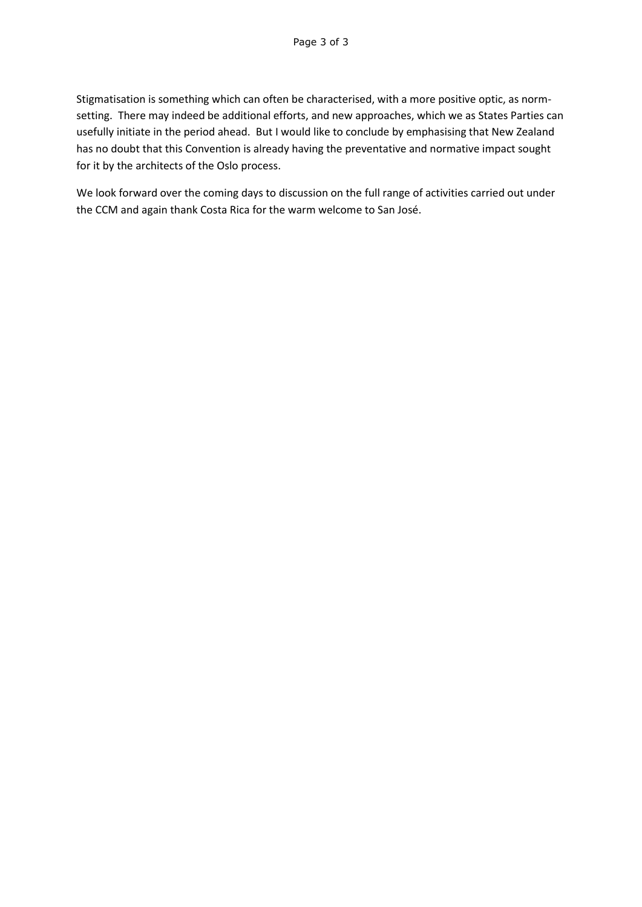Stigmatisation is something which can often be characterised, with a more positive optic, as norm-setting. There may indeed be additional efforts, and new approaches, which we as States Parties can usefully initiate in the period ahead. But I would like to conclude by emphasising that New Zealand has no doubt that this Convention is already having the preventative and normative impact sought for it by the architects of the Oslo process.

We look forward over the coming days to discussion on the full range of activities carried out under the CCM and again thank Costa Rica for the warm welcome to San José.